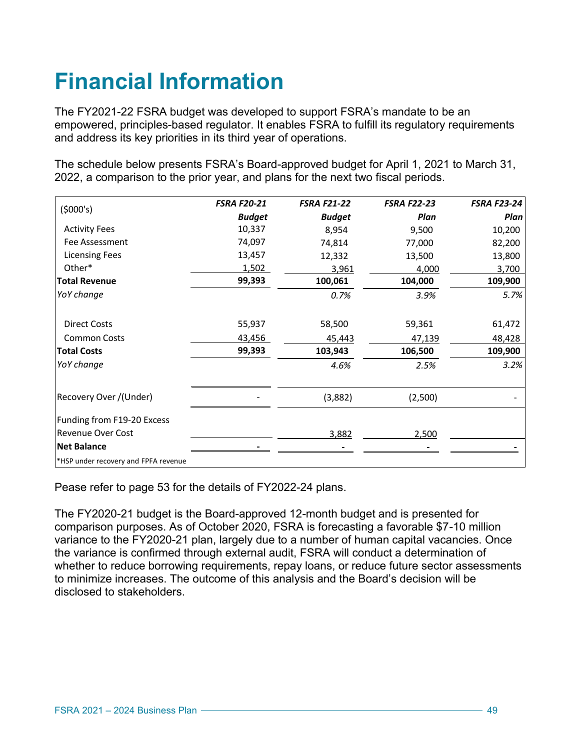# Financial Information

The FY2021-22 FSRA budget was developed to support FSRA's mandate to be an empowered, principles-based regulator. It enables FSRA to fulfill its regulatory requirements and address its key priorities in its third year of operations.

The schedule below presents FSRA's Board-approved budget for April 1, 2021 to March 31, 2022, a comparison to the prior year, and plans for the next two fiscal periods.

| ($000's) | *FSRA F20-21 Budget* | *FSRA F21-22 Budget* | *FSRA F22-23 Plan* | *FSRA F23-24 Plan* |
|---|---|---|---|---|
| Activity Fees | 10,337 | 8,954 | 9,500 | 10,200 |
| Fee Assessment | 74,097 | 74,814 | 77,000 | 82,200 |
| Licensing Fees | 13,457 | 12,332 | 13,500 | 13,800 |
| Other* | 1,502 | 3,961 | 4,000 | 3,700 |
| **Total Revenue** | **99,393** | **100,061** | **104,000** | **109,900** |
| *YoY change* | | *0.7%* | *3.9%* | *5.7%* |
| Direct Costs | 55,937 | 58,500 | 59,361 | 61,472 |
| Common Costs | 43,456 | 45,443 | 47,139 | 48,428 |
| **Total Costs** | **99,393** | **103,943** | **106,500** | **109,900** |
| *YoY change* | | *4.6%* | *2.5%* | *3.2%* |
| Recovery Over /(Under) | - | (3,882) | (2,500) | - |
| Funding from F19-20 Excess Revenue Over Cost | | 3,882 | 2,500 | |
| **Net Balance** | **-** | **-** | **-** | **-** |

*HSP under recovery and FPFA revenue

Pease refer to page 53 for the details of FY2022-24 plans.

The FY2020-21 budget is the Board-approved 12-month budget and is presented for comparison purposes. As of October 2020, FSRA is forecasting a favorable $7-10 million variance to the FY2020-21 plan, largely due to a number of human capital vacancies. Once the variance is confirmed through external audit, FSRA will conduct a determination of whether to reduce borrowing requirements, repay loans, or reduce future sector assessments to minimize increases. The outcome of this analysis and the Board's decision will be disclosed to stakeholders.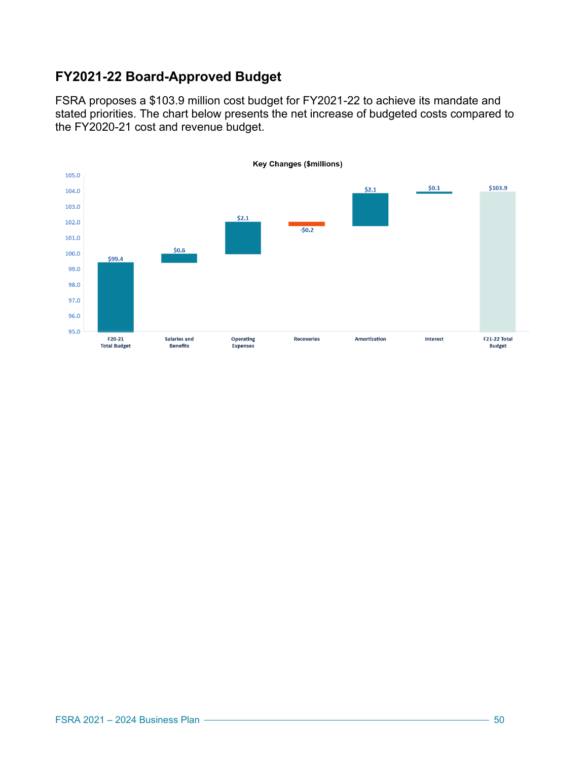## FY2021-22 Board-Approved Budget

FSRA proposes a $103.9 million cost budget for FY2021-22 to achieve its mandate and stated priorities. The chart below presents the net increase of budgeted costs compared to the FY2020-21 cost and revenue budget.

**Key Changes ($millions)**

| Item | Amount |
|---|---|
| F20-21 Total Budget | $99.4 |
| Salaries and Benefits | $0.6 |
| Operating Expenses | $2.1 |
| Recoveries | -$0.2 |
| Amortization | $2.1 |
| Interest | $0.1 |
| F21-22 Total Budget | $103.9 |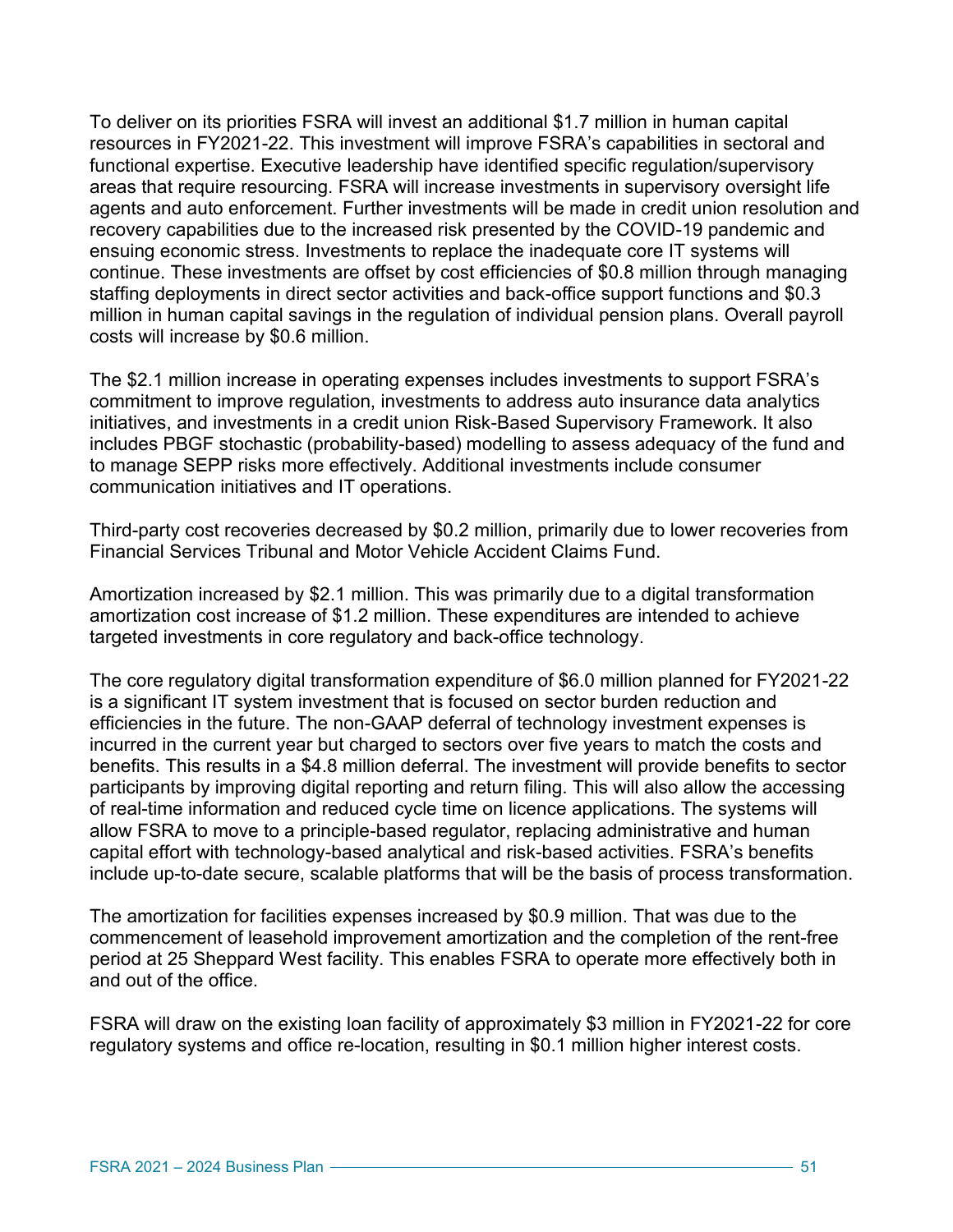To deliver on its priorities FSRA will invest an additional $1.7 million in human capital resources in FY2021-22. This investment will improve FSRA's capabilities in sectoral and functional expertise. Executive leadership have identified specific regulation/supervisory areas that require resourcing. FSRA will increase investments in supervisory oversight life agents and auto enforcement. Further investments will be made in credit union resolution and recovery capabilities due to the increased risk presented by the COVID-19 pandemic and ensuing economic stress. Investments to replace the inadequate core IT systems will continue. These investments are offset by cost efficiencies of $0.8 million through managing staffing deployments in direct sector activities and back-office support functions and $0.3 million in human capital savings in the regulation of individual pension plans. Overall payroll costs will increase by $0.6 million.

The $2.1 million increase in operating expenses includes investments to support FSRA's commitment to improve regulation, investments to address auto insurance data analytics initiatives, and investments in a credit union Risk-Based Supervisory Framework. It also includes PBGF stochastic (probability-based) modelling to assess adequacy of the fund and to manage SEPP risks more effectively. Additional investments include consumer communication initiatives and IT operations.

Third-party cost recoveries decreased by $0.2 million, primarily due to lower recoveries from Financial Services Tribunal and Motor Vehicle Accident Claims Fund.

Amortization increased by $2.1 million. This was primarily due to a digital transformation amortization cost increase of $1.2 million. These expenditures are intended to achieve targeted investments in core regulatory and back-office technology.

The core regulatory digital transformation expenditure of $6.0 million planned for FY2021-22 is a significant IT system investment that is focused on sector burden reduction and efficiencies in the future. The non-GAAP deferral of technology investment expenses is incurred in the current year but charged to sectors over five years to match the costs and benefits. This results in a $4.8 million deferral. The investment will provide benefits to sector participants by improving digital reporting and return filing. This will also allow the accessing of real-time information and reduced cycle time on licence applications. The systems will allow FSRA to move to a principle-based regulator, replacing administrative and human capital effort with technology-based analytical and risk-based activities. FSRA's benefits include up-to-date secure, scalable platforms that will be the basis of process transformation.

The amortization for facilities expenses increased by $0.9 million. That was due to the commencement of leasehold improvement amortization and the completion of the rent-free period at 25 Sheppard West facility. This enables FSRA to operate more effectively both in and out of the office.

FSRA will draw on the existing loan facility of approximately $3 million in FY2021-22 for core regulatory systems and office re-location, resulting in $0.1 million higher interest costs.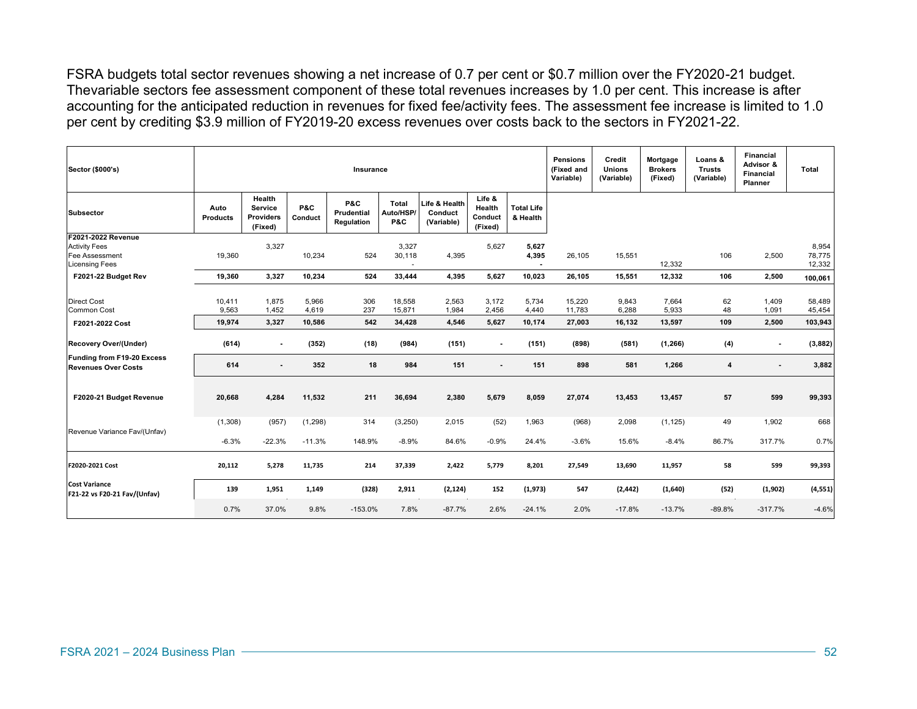FSRA budgets total sector revenues showing a net increase of 0.7 per cent or $0.7 million over the FY2020-21 budget. Thevariable sectors fee assessment component of these total revenues increases by 1.0 per cent. This increase is after accounting for the anticipated reduction in revenues for fixed fee/activity fees. The assessment fee increase is limited to 1.0 per cent by crediting $3.9 million of FY2019-20 excess revenues over costs back to the sectors in FY2021-22.

| Sector ($000's) | Insurance | | | | | | | | Pensions (Fixed and Variable) | Credit Unions (Variable) | Mortgage Brokers (Fixed) | Loans & Trusts (Variable) | Financial Advisor & Financial Planner | Total |
|---|---|---|---|---|---|---|---|---|---|---|---|---|---|---|
| **Subsector** | **Auto Products** | **Health Service Providers (Fixed)** | **P&C Conduct** | **P&C Prudential Regulation** | **Total Auto/HSP/ P&C** | **Life & Health Conduct (Variable)** | **Life & Health Conduct (Fixed)** | **Total Life & Health** | | | | | | |
| **F2021-2022 Revenue** | | | | | | | | | | | | | | |
| Activity Fees | | 3,327 | | | 3,327 | | 5,627 | **5,627** | | | | | | 8,954 |
| Fee Assessment | 19,360 | | 10,234 | 524 | 30,118 | 4,395 | | **4,395** | 26,105 | 15,551 | | 106 | 2,500 | 78,775 |
| Licensing Fees | | | | | - | | | **-** | | | 12,332 | | | 12,332 |
| **F2021-22 Budget Rev** | **19,360** | **3,327** | **10,234** | **524** | **33,444** | **4,395** | **5,627** | **10,023** | **26,105** | **15,551** | **12,332** | **106** | **2,500** | **100,061** |
| Direct Cost | 10,411 | 1,875 | 5,966 | 306 | 18,558 | 2,563 | 3,172 | 5,734 | 15,220 | 9,843 | 7,664 | 62 | 1,409 | 58,489 |
| Common Cost | 9,563 | 1,452 | 4,619 | 237 | 15,871 | 1,984 | 2,456 | 4,440 | 11,783 | 6,288 | 5,933 | 48 | 1,091 | 45,454 |
| **F2021-2022 Cost** | **19,974** | **3,327** | **10,586** | **542** | **34,428** | **4,546** | **5,627** | **10,174** | **27,003** | **16,132** | **13,597** | **109** | **2,500** | **103,943** |
| **Recovery Over/(Under)** | **(614)** | **-** | **(352)** | **(18)** | **(984)** | **(151)** | **-** | **(151)** | **(898)** | **(581)** | **(1,266)** | **(4)** | **-** | **(3,882)** |
| **Funding from F19-20 Excess Revenues Over Costs** | **614** | **-** | **352** | **18** | **984** | **151** | **-** | **151** | **898** | **581** | **1,266** | **4** | **-** | **3,882** |
| **F2020-21 Budget Revenue** | **20,668** | **4,284** | **11,532** | **211** | **36,694** | **2,380** | **5,679** | **8,059** | **27,074** | **13,453** | **13,457** | **57** | **599** | **99,393** |
| Revenue Variance Fav/(Unfav) | (1,308) | (957) | (1,298) | 314 | (3,250) | 2,015 | (52) | 1,963 | (968) | 2,098 | (1,125) | 49 | 1,902 | 668 |
| | -6.3% | -22.3% | -11.3% | 148.9% | -8.9% | 84.6% | -0.9% | 24.4% | -3.6% | 15.6% | -8.4% | 86.7% | 317.7% | 0.7% |
| **F2020-2021 Cost** | **20,112** | **5,278** | **11,735** | **214** | **37,339** | **2,422** | **5,779** | **8,201** | **27,549** | **13,690** | **11,957** | **58** | **599** | **99,393** |
| **Cost Variance F21-22 vs F20-21 Fav/(Unfav)** | **139** | **1,951** | **1,149** | **(328)** | **2,911** | **(2,124)** | **152** | **(1,973)** | **547** | **(2,442)** | **(1,640)** | **(52)** | **(1,902)** | **(4,551)** |
| | 0.7% | 37.0% | 9.8% | -153.0% | 7.8% | -87.7% | 2.6% | -24.1% | 2.0% | -17.8% | -13.7% | -89.8% | -317.7% | -4.6% |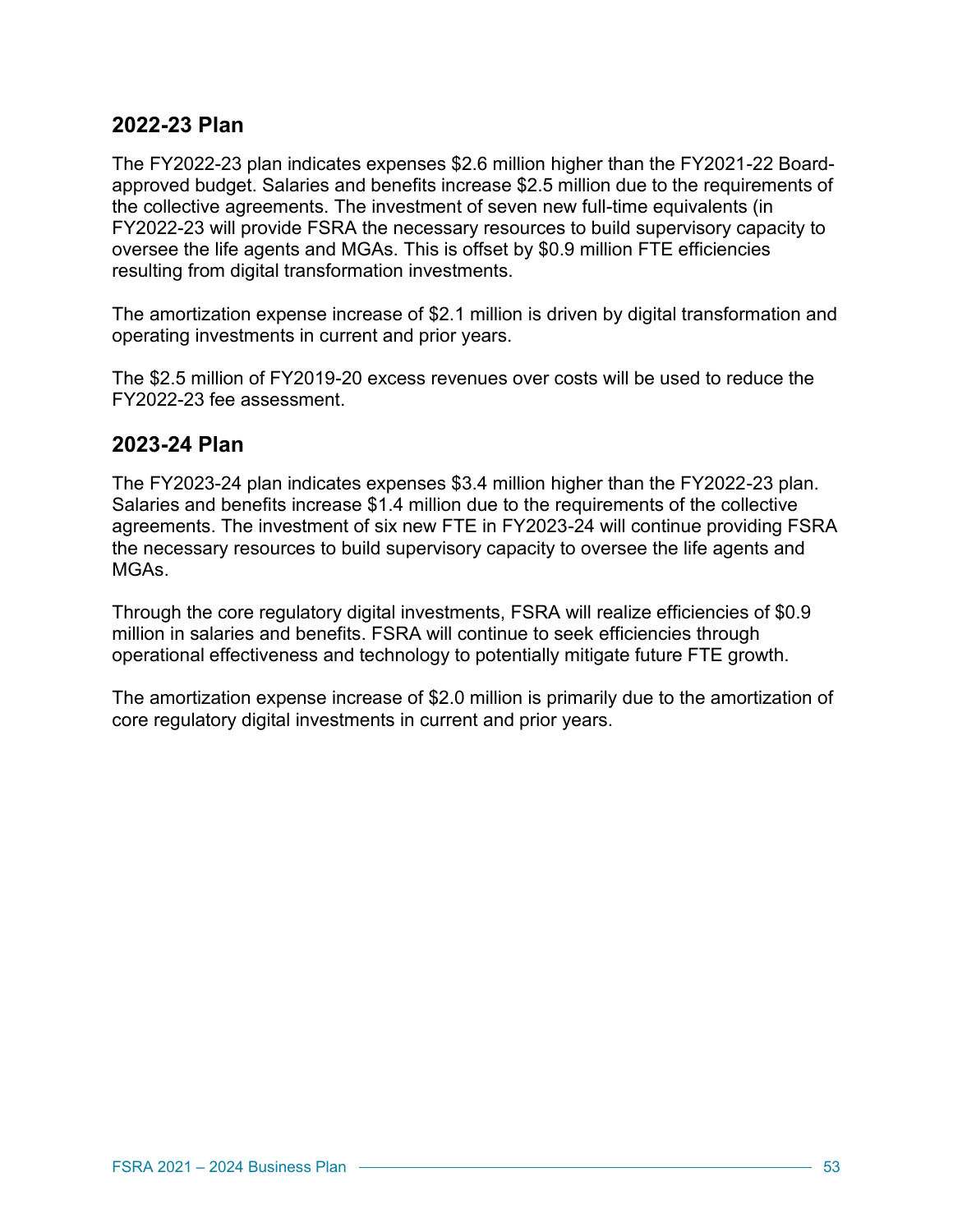## 2022-23 Plan

The FY2022-23 plan indicates expenses $2.6 million higher than the FY2021-22 Board-approved budget. Salaries and benefits increase $2.5 million due to the requirements of the collective agreements. The investment of seven new full-time equivalents (in FY2022-23 will provide FSRA the necessary resources to build supervisory capacity to oversee the life agents and MGAs. This is offset by $0.9 million FTE efficiencies resulting from digital transformation investments.

The amortization expense increase of $2.1 million is driven by digital transformation and operating investments in current and prior years.

The $2.5 million of FY2019-20 excess revenues over costs will be used to reduce the FY2022-23 fee assessment.

## 2023-24 Plan

The FY2023-24 plan indicates expenses $3.4 million higher than the FY2022-23 plan. Salaries and benefits increase $1.4 million due to the requirements of the collective agreements. The investment of six new FTE in FY2023-24 will continue providing FSRA the necessary resources to build supervisory capacity to oversee the life agents and MGAs.

Through the core regulatory digital investments, FSRA will realize efficiencies of $0.9 million in salaries and benefits. FSRA will continue to seek efficiencies through operational effectiveness and technology to potentially mitigate future FTE growth.

The amortization expense increase of $2.0 million is primarily due to the amortization of core regulatory digital investments in current and prior years.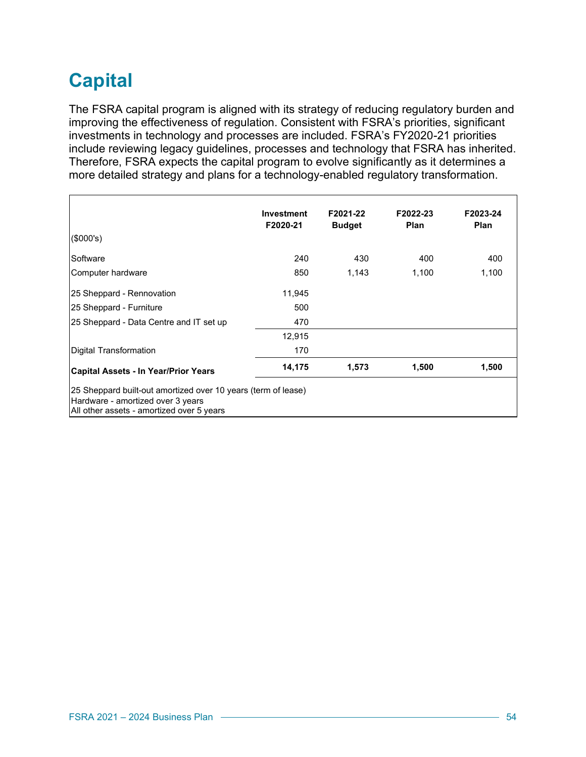# Capital

The FSRA capital program is aligned with its strategy of reducing regulatory burden and improving the effectiveness of regulation. Consistent with FSRA's priorities, significant investments in technology and processes are included. FSRA's FY2020-21 priorities include reviewing legacy guidelines, processes and technology that FSRA has inherited. Therefore, FSRA expects the capital program to evolve significantly as it determines a more detailed strategy and plans for a technology-enabled regulatory transformation.

| ($000's) | Investment F2020-21 | F2021-22 Budget | F2022-23 Plan | F2023-24 Plan |
|---|---|---|---|---|
| Software | 240 | 430 | 400 | 400 |
| Computer hardware | 850 | 1,143 | 1,100 | 1,100 |
| 25 Sheppard - Rennovation | 11,945 | | | |
| 25 Sheppard - Furniture | 500 | | | |
| 25 Sheppard - Data Centre and IT set up | 470 | | | |
| | 12,915 | | | |
| Digital Transformation | 170 | | | |
| **Capital Assets - In Year/Prior Years** | **14,175** | **1,573** | **1,500** | **1,500** |

25 Sheppard built-out amortized over 10 years (term of lease)
Hardware - amortized over 3 years
All other assets - amortized over 5 years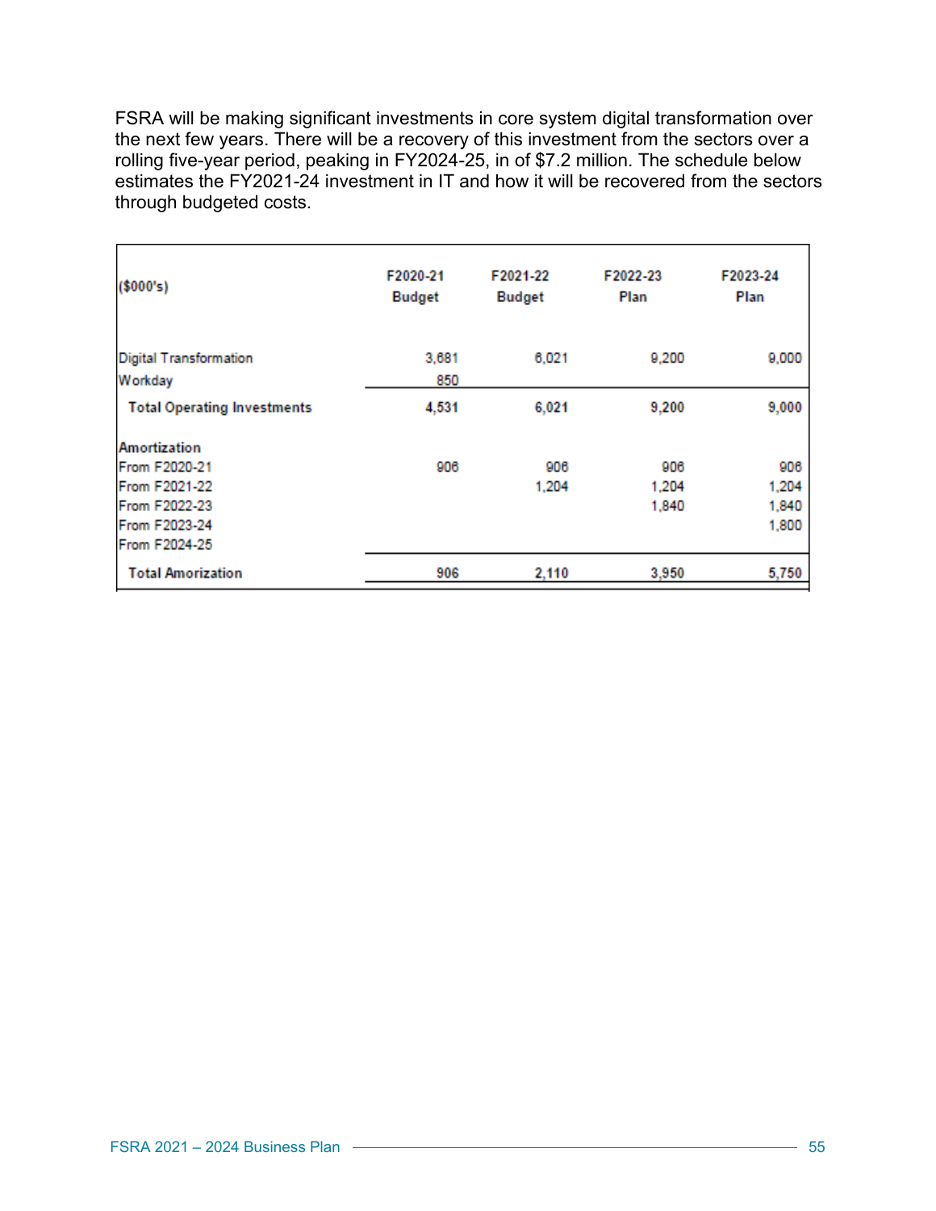FSRA will be making significant investments in core system digital transformation over the next few years. There will be a recovery of this investment from the sectors over a rolling five-year period, peaking in FY2024-25, in of $7.2 million. The schedule below estimates the FY2021-24 investment in IT and how it will be recovered from the sectors through budgeted costs.

| ($000's) | F2020-21 Budget | F2021-22 Budget | F2022-23 Plan | F2023-24 Plan |
|---|---|---|---|---|
| Digital Transformation | 3,681 | 6,021 | 9,200 | 9,000 |
| Workday | 850 | | | |
| **Total Operating Investments** | **4,531** | **6,021** | **9,200** | **9,000** |
| **Amortization** | | | | |
| From F2020-21 | 906 | 906 | 906 | 906 |
| From F2021-22 | | 1,204 | 1,204 | 1,204 |
| From F2022-23 | | | 1,840 | 1,840 |
| From F2023-24 | | | | 1,800 |
| From F2024-25 | | | | |
| **Total Amorization** | **906** | **2,110** | **3,950** | **5,750** |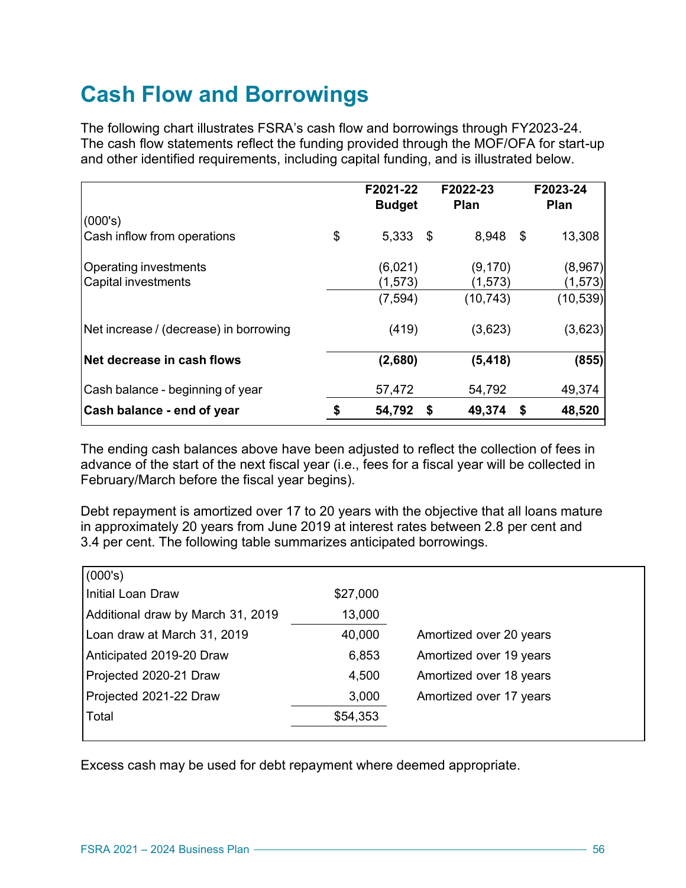# Cash Flow and Borrowings

The following chart illustrates FSRA's cash flow and borrowings through FY2023-24. The cash flow statements reflect the funding provided through the MOF/OFA for start-up and other identified requirements, including capital funding, and is illustrated below.

| (000's) | F2021-22 Budget | F2022-23 Plan | F2023-24 Plan |
|---|---|---|---|
| Cash inflow from operations | $ 5,333 | $ 8,948 | $ 13,308 |
| Operating investments | (6,021) | (9,170) | (8,967) |
| Capital investments | (1,573) | (1,573) | (1,573) |
| | (7,594) | (10,743) | (10,539) |
| Net increase / (decrease) in borrowing | (419) | (3,623) | (3,623) |
| **Net decrease in cash flows** | **(2,680)** | **(5,418)** | **(855)** |
| Cash balance - beginning of year | 57,472 | 54,792 | 49,374 |
| **Cash balance - end of year** | **$ 54,792** | **$ 49,374** | **$ 48,520** |

The ending cash balances above have been adjusted to reflect the collection of fees in advance of the start of the next fiscal year (i.e., fees for a fiscal year will be collected in February/March before the fiscal year begins).

Debt repayment is amortized over 17 to 20 years with the objective that all loans mature in approximately 20 years from June 2019 at interest rates between 2.8 per cent and 3.4 per cent. The following table summarizes anticipated borrowings.

| (000's) | | |
|---|---|---|
| Initial Loan Draw | $27,000 | |
| Additional draw by March 31, 2019 | 13,000 | |
| Loan draw at March 31, 2019 | 40,000 | Amortized over 20 years |
| Anticipated 2019-20 Draw | 6,853 | Amortized over 19 years |
| Projected 2020-21 Draw | 4,500 | Amortized over 18 years |
| Projected 2021-22 Draw | 3,000 | Amortized over 17 years |
| Total | $54,353 | |

Excess cash may be used for debt repayment where deemed appropriate.